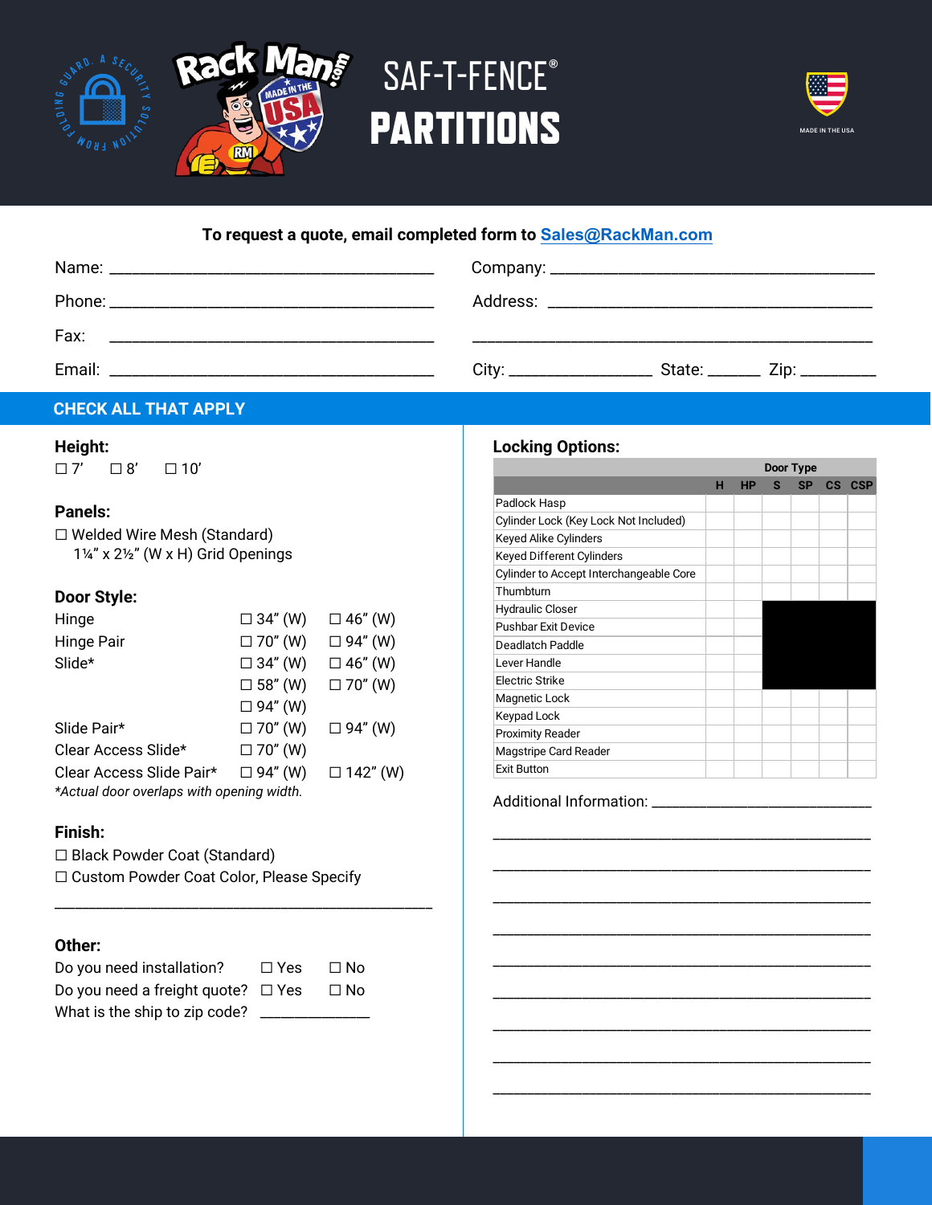# SAF-T-FENCE®
# PARTITIONS

MADE IN THE USA

**To request a quote, email completed form to Sales@RackMan.com**

Name: ______________________________ Company: ______________________________

Phone: ______________________________ Address: ______________________________

Fax: ______________________________ ______________________________

Email: ______________________________ City: ______________ State: ______ Zip: ________

## CHECK ALL THAT APPLY

### Height:
☐ 7' ☐ 8' ☐ 10'

### Panels:
☐ Welded Wire Mesh (Standard)
1¼" x 2½" (W x H) Grid Openings

### Door Style:

| | | |
|---|---|---|
| Hinge | ☐ 34" (W) | ☐ 46" (W) |
| Hinge Pair | ☐ 70" (W) | ☐ 94" (W) |
| Slide* | ☐ 34" (W) | ☐ 46" (W) |
| | ☐ 58" (W) | ☐ 70" (W) |
| | ☐ 94" (W) | |
| Slide Pair* | ☐ 70" (W) | ☐ 94" (W) |
| Clear Access Slide* | ☐ 70" (W) | |
| Clear Access Slide Pair* | ☐ 94" (W) | ☐ 142" (W) |

*Actual door overlaps with opening width.*

### Finish:
☐ Black Powder Coat (Standard)
☐ Custom Powder Coat Color, Please Specify
______________________________

### Other:
Do you need installation? ☐ Yes ☐ No
Do you need a freight quote? ☐ Yes ☐ No
What is the ship to zip code? ____________

### Locking Options:

| | Door Type | | | | | |
|---|---|---|---|---|---|---|
| | H | HP | S | SP | CS | CSP |
| Padlock Hasp | | | | | | |
| Cylinder Lock (Key Lock Not Included) | | | | | | |
| Keyed Alike Cylinders | | | | | | |
| Keyed Different Cylinders | | | | | | |
| Cylinder to Accept Interchangeable Core | | | | | | |
| Thumbturn | | | | | | |
| Hydraulic Closer | | | | | | |
| Pushbar Exit Device | | | | | | |
| Deadlatch Paddle | | | | | | |
| Lever Handle | | | | | | |
| Electric Strike | | | | | | |
| Magnetic Lock | | | | | | |
| Keypad Lock | | | | | | |
| Proximity Reader | | | | | | |
| Magstripe Card Reader | | | | | | |
| Exit Button | | | | | | |

Additional Information: ______________________________
______________________________
______________________________
______________________________
______________________________
______________________________
______________________________
______________________________
______________________________
______________________________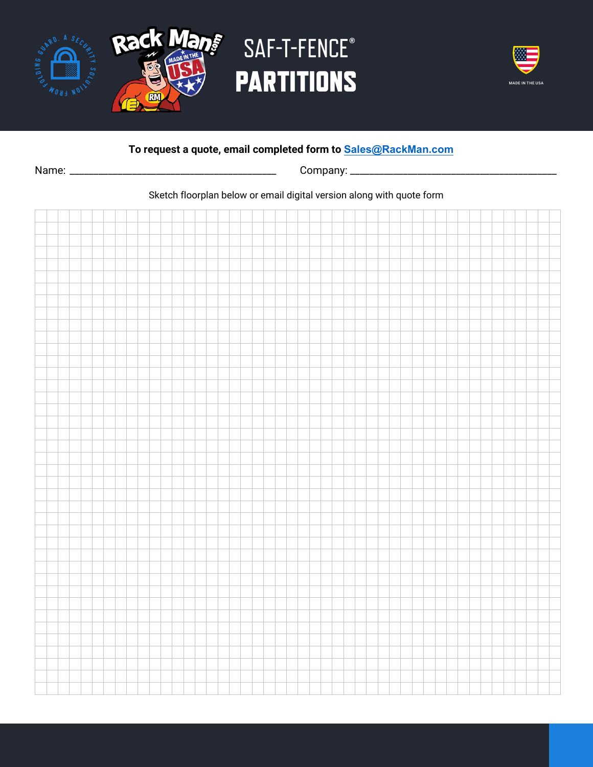# SAF-T-FENCE®

# PARTITIONS

MADE IN THE USA

**To request a quote, email completed form to Sales@RackMan.com**

Name: ______________________________________ Company: ______________________________________

Sketch floorplan below or email digital version along with quote form